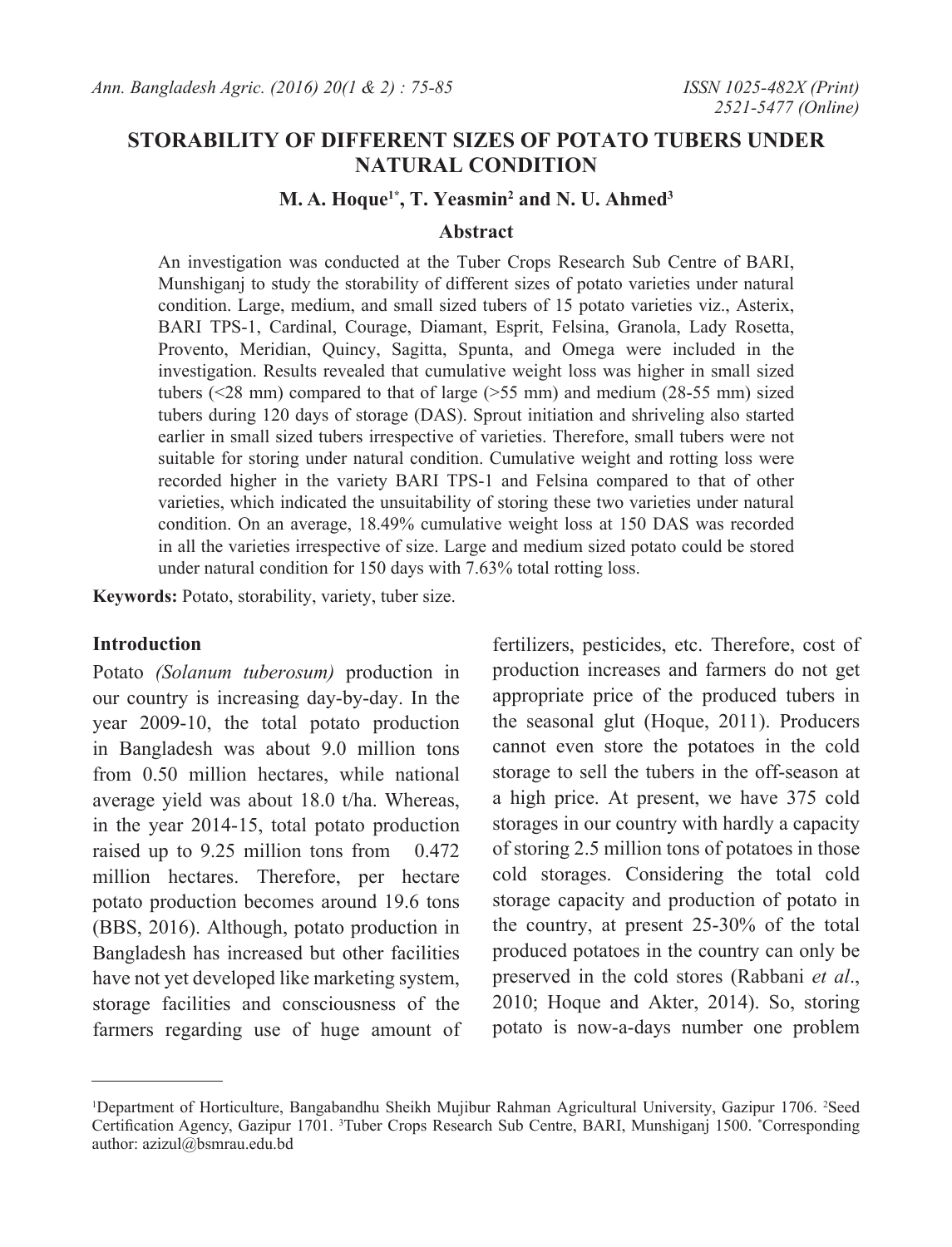# STORABILITY OF DIFFERENT SIZES OF POTATO TUBERS UNDER NATURAL CONDITION

**M. A. Hoque[1*], T. Yeasmin[2] and N. U. Ahmed[3]**

## Abstract

An investigation was conducted at the Tuber Crops Research Sub Centre of BARI, Munshiganj to study the storability of different sizes of potato varieties under natural condition. Large, medium, and small sized tubers of 15 potato varieties viz., Asterix, BARI TPS-1, Cardinal, Courage, Diamant, Esprit, Felsina, Granola, Lady Rosetta, Provento, Meridian, Quincy, Sagitta, Spunta, and Omega were included in the investigation. Results revealed that cumulative weight loss was higher in small sized tubers (<28 mm) compared to that of large (>55 mm) and medium (28-55 mm) sized tubers during 120 days of storage (DAS). Sprout initiation and shriveling also started earlier in small sized tubers irrespective of varieties. Therefore, small tubers were not suitable for storing under natural condition. Cumulative weight and rotting loss were recorded higher in the variety BARI TPS-1 and Felsina compared to that of other varieties, which indicated the unsuitability of storing these two varieties under natural condition. On an average, 18.49% cumulative weight loss at 150 DAS was recorded in all the varieties irrespective of size. Large and medium sized potato could be stored under natural condition for 150 days with 7.63% total rotting loss.

**Keywords:** Potato, storability, variety, tuber size.

## Introduction

Potato *(Solanum tuberosum)* production in our country is increasing day-by-day. In the year 2009-10, the total potato production in Bangladesh was about 9.0 million tons from 0.50 million hectares, while national average yield was about 18.0 t/ha. Whereas, in the year 2014-15, total potato production raised up to 9.25 million tons from 0.472 million hectares. Therefore, per hectare potato production becomes around 19.6 tons (BBS, 2016). Although, potato production in Bangladesh has increased but other facilities have not yet developed like marketing system, storage facilities and consciousness of the farmers regarding use of huge amount of fertilizers, pesticides, etc. Therefore, cost of production increases and farmers do not get appropriate price of the produced tubers in the seasonal glut (Hoque, 2011). Producers cannot even store the potatoes in the cold storage to sell the tubers in the off-season at a high price. At present, we have 375 cold storages in our country with hardly a capacity of storing 2.5 million tons of potatoes in those cold storages. Considering the total cold storage capacity and production of potato in the country, at present 25-30% of the total produced potatoes in the country can only be preserved in the cold stores (Rabbani *et al*., 2010; Hoque and Akter, 2014). So, storing potato is now-a-days number one problem

---

[1]Department of Horticulture, Bangabandhu Sheikh Mujibur Rahman Agricultural University, Gazipur 1706. [2]Seed Certification Agency, Gazipur 1701. [3]Tuber Crops Research Sub Centre, BARI, Munshiganj 1500. [*]Corresponding author: azizul@bsmrau.edu.bd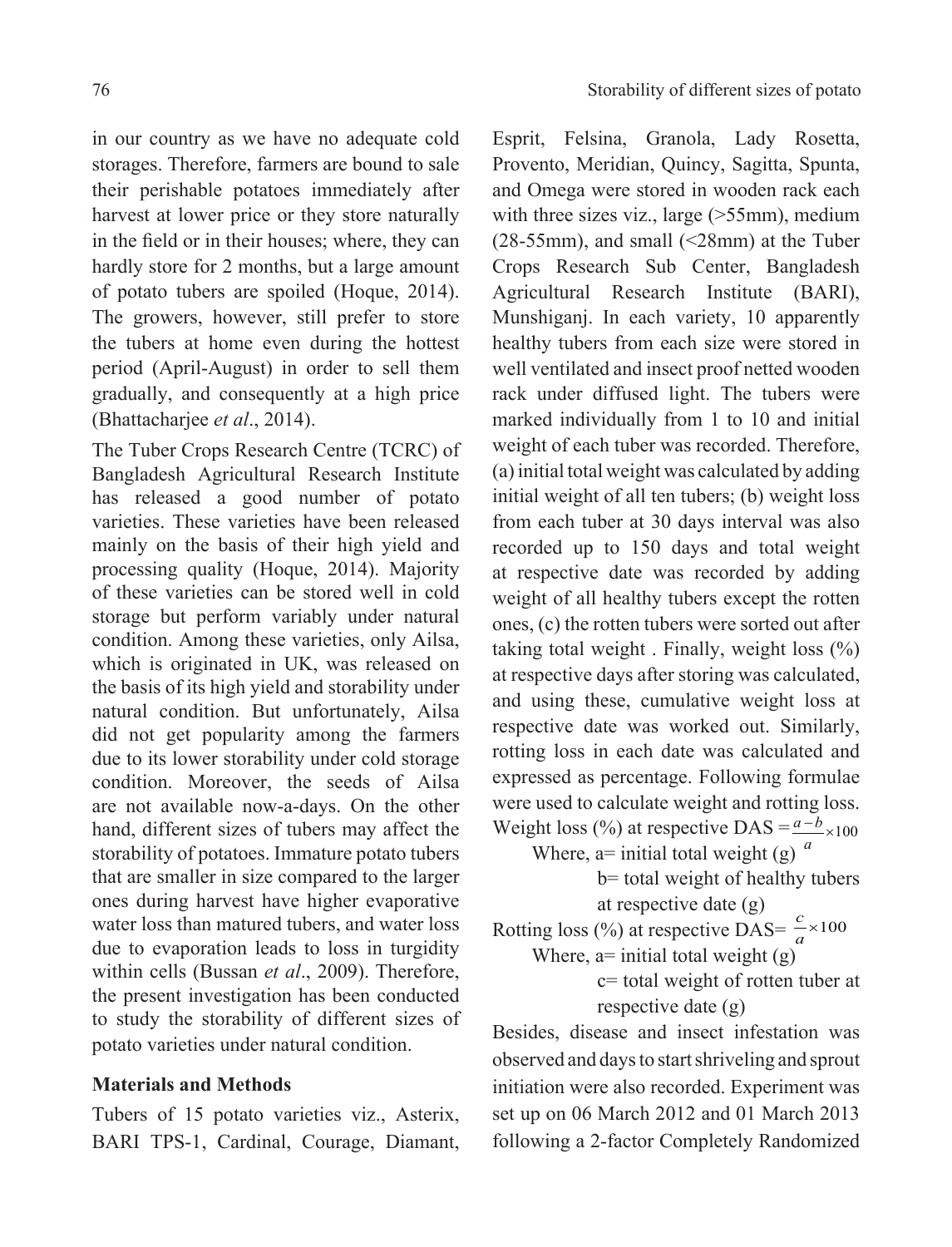in our country as we have no adequate cold storages. Therefore, farmers are bound to sale their perishable potatoes immediately after harvest at lower price or they store naturally in the field or in their houses; where, they can hardly store for 2 months, but a large amount of potato tubers are spoiled (Hoque, 2014). The growers, however, still prefer to store the tubers at home even during the hottest period (April-August) in order to sell them gradually, and consequently at a high price (Bhattacharjee *et al*., 2014).

The Tuber Crops Research Centre (TCRC) of Bangladesh Agricultural Research Institute has released a good number of potato varieties. These varieties have been released mainly on the basis of their high yield and processing quality (Hoque, 2014). Majority of these varieties can be stored well in cold storage but perform variably under natural condition. Among these varieties, only Ailsa, which is originated in UK, was released on the basis of its high yield and storability under natural condition. But unfortunately, Ailsa did not get popularity among the farmers due to its lower storability under cold storage condition. Moreover, the seeds of Ailsa are not available now-a-days. On the other hand, different sizes of tubers may affect the storability of potatoes. Immature potato tubers that are smaller in size compared to the larger ones during harvest have higher evaporative water loss than matured tubers, and water loss due to evaporation leads to loss in turgidity within cells (Bussan *et al*., 2009). Therefore, the present investigation has been conducted to study the storability of different sizes of potato varieties under natural condition.

## Materials and Methods

Tubers of 15 potato varieties viz., Asterix, BARI TPS-1, Cardinal, Courage, Diamant, Esprit, Felsina, Granola, Lady Rosetta, Provento, Meridian, Quincy, Sagitta, Spunta, and Omega were stored in wooden rack each with three sizes viz., large (>55mm), medium (28-55mm), and small (<28mm) at the Tuber Crops Research Sub Center, Bangladesh Agricultural Research Institute (BARI), Munshiganj. In each variety, 10 apparently healthy tubers from each size were stored in well ventilated and insect proof netted wooden rack under diffused light. The tubers were marked individually from 1 to 10 and initial weight of each tuber was recorded. Therefore, (a) initial total weight was calculated by adding initial weight of all ten tubers; (b) weight loss from each tuber at 30 days interval was also recorded up to 150 days and total weight at respective date was recorded by adding weight of all healthy tubers except the rotten ones, (c) the rotten tubers were sorted out after taking total weight . Finally, weight loss (%) at respective days after storing was calculated, and using these, cumulative weight loss at respective date was worked out. Similarly, rotting loss in each date was calculated and expressed as percentage. Following formulae were used to calculate weight and rotting loss.

$$\text{Weight loss (\%) at respective DAS} = \frac{a-b}{a} \times 100$$

Where, a= initial total weight (g)

b= total weight of healthy tubers at respective date (g)

$$\text{Rotting loss (\%) at respective DAS} = \frac{c}{a} \times 100$$

Where, a= initial total weight (g)

c= total weight of rotten tuber at respective date (g)

Besides, disease and insect infestation was observed and days to start shriveling and sprout initiation were also recorded. Experiment was set up on 06 March 2012 and 01 March 2013 following a 2-factor Completely Randomized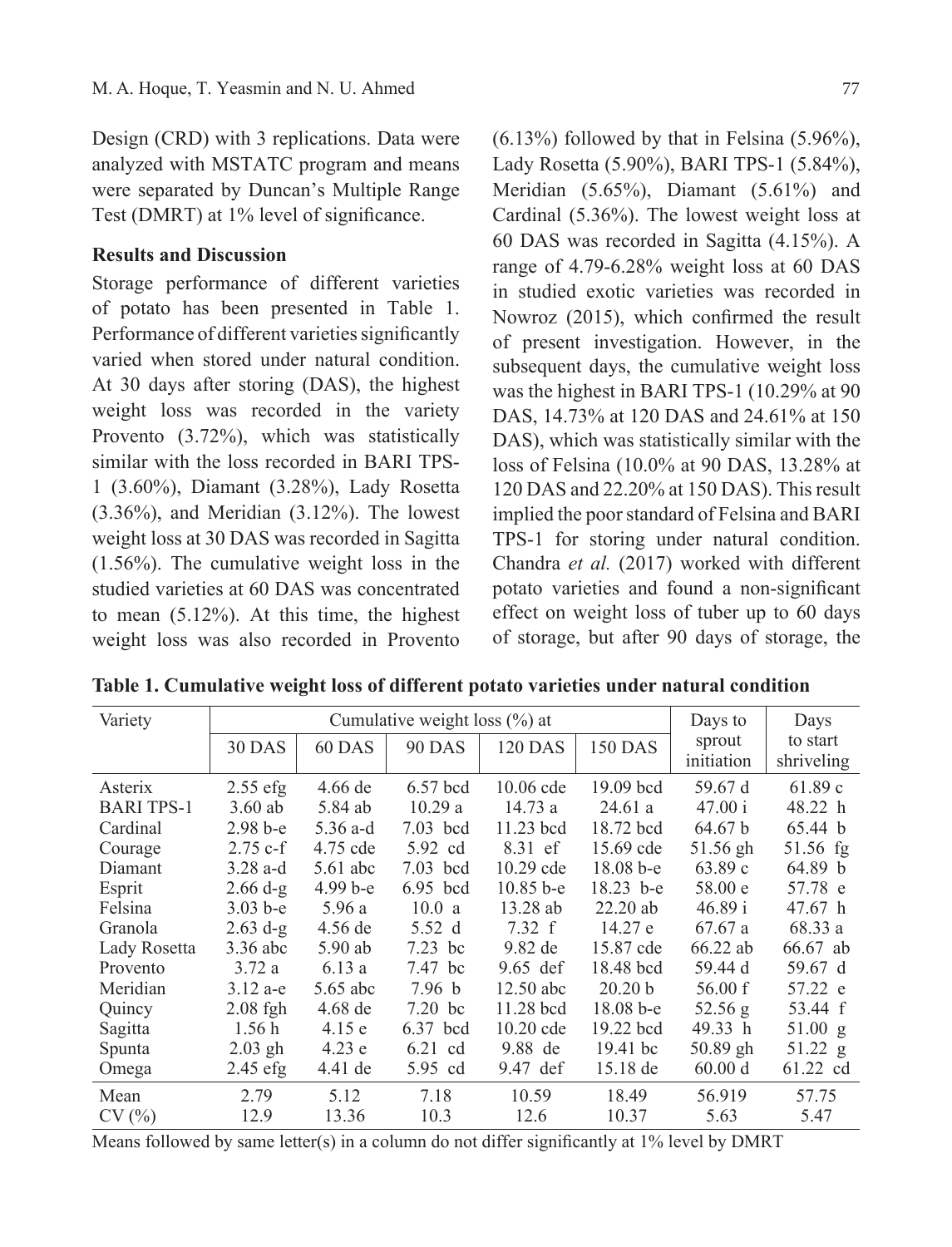Design (CRD) with 3 replications. Data were analyzed with MSTATC program and means were separated by Duncan's Multiple Range Test (DMRT) at 1% level of significance.

## Results and Discussion

Storage performance of different varieties of potato has been presented in Table 1. Performance of different varieties significantly varied when stored under natural condition. At 30 days after storing (DAS), the highest weight loss was recorded in the variety Provento (3.72%), which was statistically similar with the loss recorded in BARI TPS-1 (3.60%), Diamant (3.28%), Lady Rosetta (3.36%), and Meridian (3.12%). The lowest weight loss at 30 DAS was recorded in Sagitta (1.56%). The cumulative weight loss in the studied varieties at 60 DAS was concentrated to mean (5.12%). At this time, the highest weight loss was also recorded in Provento (6.13%) followed by that in Felsina (5.96%), Lady Rosetta (5.90%), BARI TPS-1 (5.84%), Meridian (5.65%), Diamant (5.61%) and Cardinal (5.36%). The lowest weight loss at 60 DAS was recorded in Sagitta (4.15%). A range of 4.79-6.28% weight loss at 60 DAS in studied exotic varieties was recorded in Nowroz (2015), which confirmed the result of present investigation. However, in the subsequent days, the cumulative weight loss was the highest in BARI TPS-1 (10.29% at 90 DAS, 14.73% at 120 DAS and 24.61% at 150 DAS), which was statistically similar with the loss of Felsina (10.0% at 90 DAS, 13.28% at 120 DAS and 22.20% at 150 DAS). This result implied the poor standard of Felsina and BARI TPS-1 for storing under natural condition. Chandra *et al.* (2017) worked with different potato varieties and found a non-significant effect on weight loss of tuber up to 60 days of storage, but after 90 days of storage, the

**Table 1. Cumulative weight loss of different potato varieties under natural condition**

| Variety | Cumulative weight loss (%) at | | | | | Days to sprout initiation | Days to start shriveling |
|---|---|---|---|---|---|---|---|
| | 30 DAS | 60 DAS | 90 DAS | 120 DAS | 150 DAS | | |
| Asterix | 2.55 efg | 4.66 de | 6.57 bcd | 10.06 cde | 19.09 bcd | 59.67 d | 61.89 c |
| BARI TPS-1 | 3.60 ab | 5.84 ab | 10.29 a | 14.73 a | 24.61 a | 47.00 i | 48.22 h |
| Cardinal | 2.98 b-e | 5.36 a-d | 7.03 bcd | 11.23 bcd | 18.72 bcd | 64.67 b | 65.44 b |
| Courage | 2.75 c-f | 4.75 cde | 5.92 cd | 8.31 ef | 15.69 cde | 51.56 gh | 51.56 fg |
| Diamant | 3.28 a-d | 5.61 abc | 7.03 bcd | 10.29 cde | 18.08 b-e | 63.89 c | 64.89 b |
| Esprit | 2.66 d-g | 4.99 b-e | 6.95 bcd | 10.85 b-e | 18.23 b-e | 58.00 e | 57.78 e |
| Felsina | 3.03 b-e | 5.96 a | 10.0 a | 13.28 ab | 22.20 ab | 46.89 i | 47.67 h |
| Granola | 2.63 d-g | 4.56 de | 5.52 d | 7.32 f | 14.27 e | 67.67 a | 68.33 a |
| Lady Rosetta | 3.36 abc | 5.90 ab | 7.23 bc | 9.82 de | 15.87 cde | 66.22 ab | 66.67 ab |
| Provento | 3.72 a | 6.13 a | 7.47 bc | 9.65 def | 18.48 bcd | 59.44 d | 59.67 d |
| Meridian | 3.12 a-e | 5.65 abc | 7.96 b | 12.50 abc | 20.20 b | 56.00 f | 57.22 e |
| Quincy | 2.08 fgh | 4.68 de | 7.20 bc | 11.28 bcd | 18.08 b-e | 52.56 g | 53.44 f |
| Sagitta | 1.56 h | 4.15 e | 6.37 bcd | 10.20 cde | 19.22 bcd | 49.33 h | 51.00 g |
| Spunta | 2.03 gh | 4.23 e | 6.21 cd | 9.88 de | 19.41 bc | 50.89 gh | 51.22 g |
| Omega | 2.45 efg | 4.41 de | 5.95 cd | 9.47 def | 15.18 de | 60.00 d | 61.22 cd |
| Mean | 2.79 | 5.12 | 7.18 | 10.59 | 18.49 | 56.919 | 57.75 |
| CV (%) | 12.9 | 13.36 | 10.3 | 12.6 | 10.37 | 5.63 | 5.47 |

Means followed by same letter(s) in a column do not differ significantly at 1% level by DMRT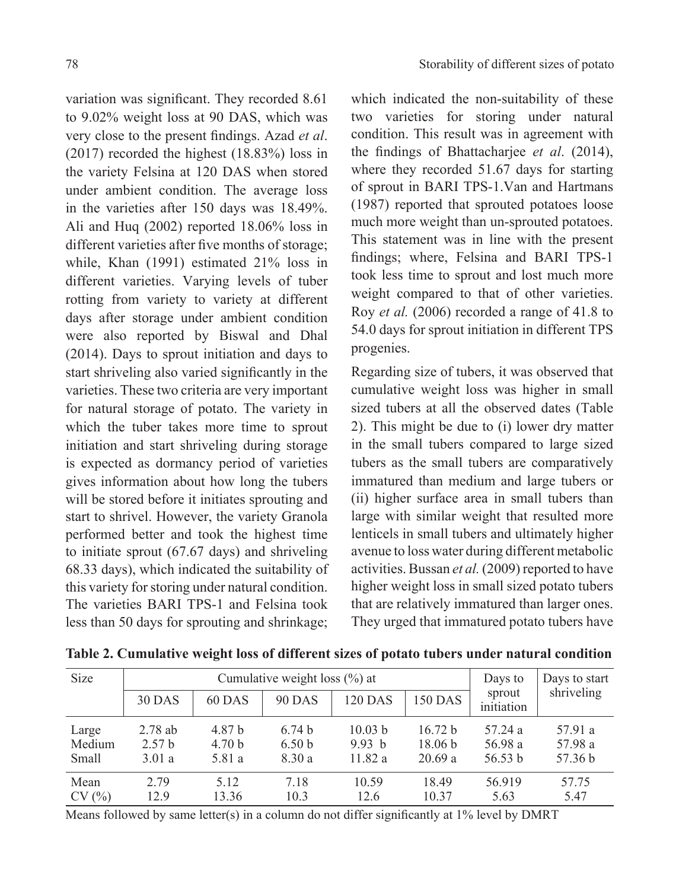variation was significant. They recorded 8.61 to 9.02% weight loss at 90 DAS, which was very close to the present findings. Azad *et al*. (2017) recorded the highest (18.83%) loss in the variety Felsina at 120 DAS when stored under ambient condition. The average loss in the varieties after 150 days was 18.49%. Ali and Huq (2002) reported 18.06% loss in different varieties after five months of storage; while, Khan (1991) estimated 21% loss in different varieties. Varying levels of tuber rotting from variety to variety at different days after storage under ambient condition were also reported by Biswal and Dhal (2014). Days to sprout initiation and days to start shriveling also varied significantly in the varieties. These two criteria are very important for natural storage of potato. The variety in which the tuber takes more time to sprout initiation and start shriveling during storage is expected as dormancy period of varieties gives information about how long the tubers will be stored before it initiates sprouting and start to shrivel. However, the variety Granola performed better and took the highest time to initiate sprout (67.67 days) and shriveling 68.33 days), which indicated the suitability of this variety for storing under natural condition. The varieties BARI TPS-1 and Felsina took less than 50 days for sprouting and shrinkage; which indicated the non-suitability of these two varieties for storing under natural condition. This result was in agreement with the findings of Bhattacharjee *et al*. (2014), where they recorded 51.67 days for starting of sprout in BARI TPS-1.Van and Hartmans (1987) reported that sprouted potatoes loose much more weight than un-sprouted potatoes. This statement was in line with the present findings; where, Felsina and BARI TPS-1 took less time to sprout and lost much more weight compared to that of other varieties. Roy *et al.* (2006) recorded a range of 41.8 to 54.0 days for sprout initiation in different TPS progenies.

Regarding size of tubers, it was observed that cumulative weight loss was higher in small sized tubers at all the observed dates (Table 2). This might be due to (i) lower dry matter in the small tubers compared to large sized tubers as the small tubers are comparatively immatured than medium and large tubers or (ii) higher surface area in small tubers than large with similar weight that resulted more lenticels in small tubers and ultimately higher avenue to loss water during different metabolic activities. Bussan *et al.* (2009) reported to have higher weight loss in small sized potato tubers that are relatively immatured than larger ones. They urged that immatured potato tubers have

**Table 2. Cumulative weight loss of different sizes of potato tubers under natural condition**

| Size | Cumulative weight loss (%) at | | | | | Days to sprout initiation | Days to start shriveling |
|---|---|---|---|---|---|---|---|
| | 30 DAS | 60 DAS | 90 DAS | 120 DAS | 150 DAS | | |
| Large | 2.78 ab | 4.87 b | 6.74 b | 10.03 b | 16.72 b | 57.24 a | 57.91 a |
| Medium | 2.57 b | 4.70 b | 6.50 b | 9.93 b | 18.06 b | 56.98 a | 57.98 a |
| Small | 3.01 a | 5.81 a | 8.30 a | 11.82 a | 20.69 a | 56.53 b | 57.36 b |
| Mean | 2.79 | 5.12 | 7.18 | 10.59 | 18.49 | 56.919 | 57.75 |
| CV (%) | 12.9 | 13.36 | 10.3 | 12.6 | 10.37 | 5.63 | 5.47 |

Means followed by same letter(s) in a column do not differ significantly at 1% level by DMRT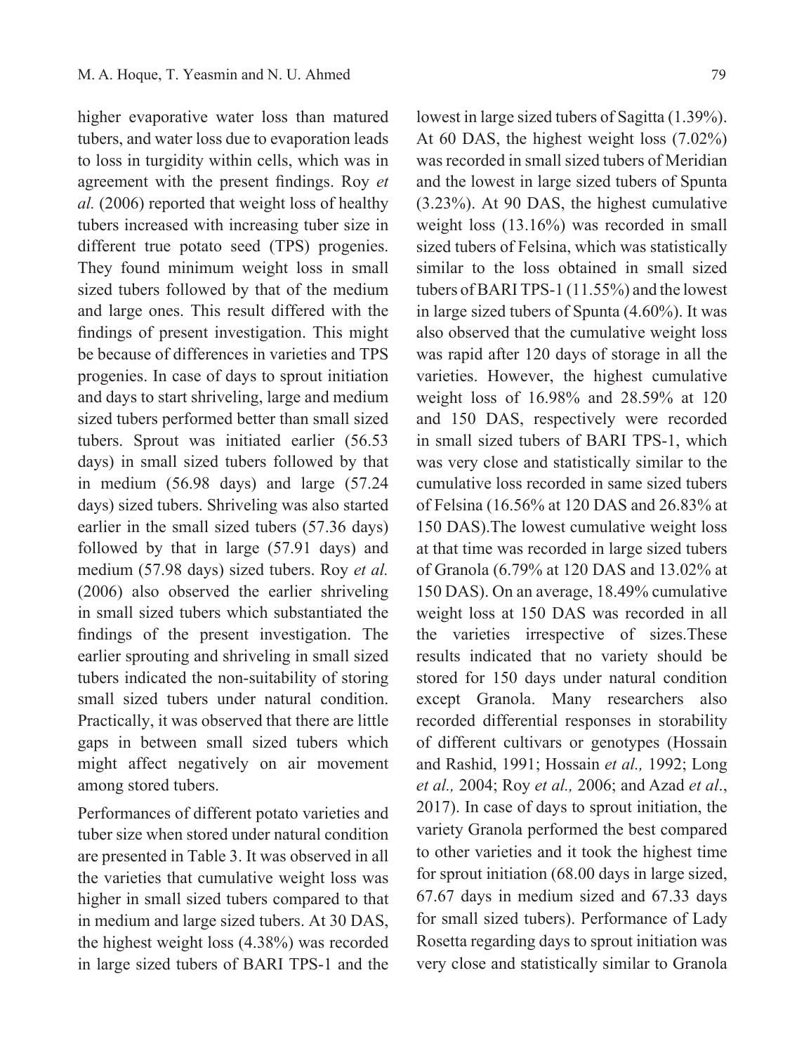higher evaporative water loss than matured tubers, and water loss due to evaporation leads to loss in turgidity within cells, which was in agreement with the present findings. Roy *et al.* (2006) reported that weight loss of healthy tubers increased with increasing tuber size in different true potato seed (TPS) progenies. They found minimum weight loss in small sized tubers followed by that of the medium and large ones. This result differed with the findings of present investigation. This might be because of differences in varieties and TPS progenies. In case of days to sprout initiation and days to start shriveling, large and medium sized tubers performed better than small sized tubers. Sprout was initiated earlier (56.53 days) in small sized tubers followed by that in medium (56.98 days) and large (57.24 days) sized tubers. Shriveling was also started earlier in the small sized tubers (57.36 days) followed by that in large (57.91 days) and medium (57.98 days) sized tubers. Roy *et al.* (2006) also observed the earlier shriveling in small sized tubers which substantiated the findings of the present investigation. The earlier sprouting and shriveling in small sized tubers indicated the non-suitability of storing small sized tubers under natural condition. Practically, it was observed that there are little gaps in between small sized tubers which might affect negatively on air movement among stored tubers.

Performances of different potato varieties and tuber size when stored under natural condition are presented in Table 3. It was observed in all the varieties that cumulative weight loss was higher in small sized tubers compared to that in medium and large sized tubers. At 30 DAS, the highest weight loss (4.38%) was recorded in large sized tubers of BARI TPS-1 and the lowest in large sized tubers of Sagitta (1.39%). At 60 DAS, the highest weight loss (7.02%) was recorded in small sized tubers of Meridian and the lowest in large sized tubers of Spunta (3.23%). At 90 DAS, the highest cumulative weight loss (13.16%) was recorded in small sized tubers of Felsina, which was statistically similar to the loss obtained in small sized tubers of BARI TPS-1 (11.55%) and the lowest in large sized tubers of Spunta (4.60%). It was also observed that the cumulative weight loss was rapid after 120 days of storage in all the varieties. However, the highest cumulative weight loss of 16.98% and 28.59% at 120 and 150 DAS, respectively were recorded in small sized tubers of BARI TPS-1, which was very close and statistically similar to the cumulative loss recorded in same sized tubers of Felsina (16.56% at 120 DAS and 26.83% at 150 DAS).The lowest cumulative weight loss at that time was recorded in large sized tubers of Granola (6.79% at 120 DAS and 13.02% at 150 DAS). On an average, 18.49% cumulative weight loss at 150 DAS was recorded in all the varieties irrespective of sizes.These results indicated that no variety should be stored for 150 days under natural condition except Granola. Many researchers also recorded differential responses in storability of different cultivars or genotypes (Hossain and Rashid, 1991; Hossain *et al.,* 1992; Long *et al.,* 2004; Roy *et al.,* 2006; and Azad *et al*., 2017). In case of days to sprout initiation, the variety Granola performed the best compared to other varieties and it took the highest time for sprout initiation (68.00 days in large sized, 67.67 days in medium sized and 67.33 days for small sized tubers). Performance of Lady Rosetta regarding days to sprout initiation was very close and statistically similar to Granola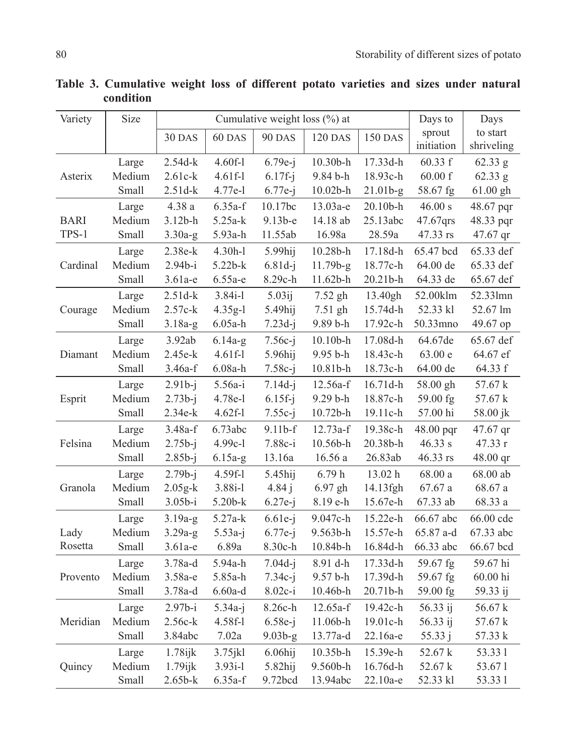**Table 3. Cumulative weight loss of different potato varieties and sizes under natural condition**

| Variety | Size | Cumulative weight loss (%) at | | | | | Days to sprout initiation | Days to start shriveling |
|---|---|---|---|---|---|---|---|---|
| | | 30 DAS | 60 DAS | 90 DAS | 120 DAS | 150 DAS | | |
| Asterix | Large | 2.54d-k | 4.60f-l | 6.79e-j | 10.30b-h | 17.33d-h | 60.33 f | 62.33 g |
| | Medium | 2.61c-k | 4.61f-l | 6.17f-j | 9.84 b-h | 18.93c-h | 60.00 f | 62.33 g |
| | Small | 2.51d-k | 4.77e-l | 6.77e-j | 10.02b-h | 21.01b-g | 58.67 fg | 61.00 gh |
| BARI TPS-1 | Large | 4.38 a | 6.35a-f | 10.17bc | 13.03a-e | 20.10b-h | 46.00 s | 48.67 pqr |
| | Medium | 3.12b-h | 5.25a-k | 9.13b-e | 14.18 ab | 25.13abc | 47.67qrs | 48.33 pqr |
| | Small | 3.30a-g | 5.93a-h | 11.55ab | 16.98a | 28.59a | 47.33 rs | 47.67 qr |
| Cardinal | Large | 2.38e-k | 4.30h-l | 5.99hij | 10.28b-h | 17.18d-h | 65.47 bcd | 65.33 def |
| | Medium | 2.94b-i | 5.22b-k | 6.81d-j | 11.79b-g | 18.77c-h | 64.00 de | 65.33 def |
| | Small | 3.61a-e | 6.55a-e | 8.29c-h | 11.62b-h | 20.21b-h | 64.33 de | 65.67 def |
| Courage | Large | 2.51d-k | 3.84i-l | 5.03ij | 7.52 gh | 13.40gh | 52.00klm | 52.33lmn |
| | Medium | 2.57c-k | 4.35g-l | 5.49hij | 7.51 gh | 15.74d-h | 52.33 kl | 52.67 lm |
| | Small | 3.18a-g | 6.05a-h | 7.23d-j | 9.89 b-h | 17.92c-h | 50.33mno | 49.67 op |
| Diamant | Large | 3.92ab | 6.14a-g | 7.56c-j | 10.10b-h | 17.08d-h | 64.67de | 65.67 def |
| | Medium | 2.45e-k | 4.61f-l | 5.96hij | 9.95 b-h | 18.43c-h | 63.00 e | 64.67 ef |
| | Small | 3.46a-f | 6.08a-h | 7.58c-j | 10.81b-h | 18.73c-h | 64.00 de | 64.33 f |
| Esprit | Large | 2.91b-j | 5.56a-i | 7.14d-j | 12.56a-f | 16.71d-h | 58.00 gh | 57.67 k |
| | Medium | 2.73b-j | 4.78e-l | 6.15f-j | 9.29 b-h | 18.87c-h | 59.00 fg | 57.67 k |
| | Small | 2.34e-k | 4.62f-l | 7.55c-j | 10.72b-h | 19.11c-h | 57.00 hi | 58.00 jk |
| Felsina | Large | 3.48a-f | 6.73abc | 9.11b-f | 12.73a-f | 19.38c-h | 48.00 pqr | 47.67 qr |
| | Medium | 2.75b-j | 4.99c-l | 7.88c-i | 10.56b-h | 20.38b-h | 46.33 s | 47.33 r |
| | Small | 2.85b-j | 6.15a-g | 13.16a | 16.56 a | 26.83ab | 46.33 rs | 48.00 qr |
| Granola | Large | 2.79b-j | 4.59f-l | 5.45hij | 6.79 h | 13.02 h | 68.00 a | 68.00 ab |
| | Medium | 2.05g-k | 3.88i-l | 4.84 j | 6.97 gh | 14.13fgh | 67.67 a | 68.67 a |
| | Small | 3.05b-i | 5.20b-k | 6.27e-j | 8.19 e-h | 15.67e-h | 67.33 ab | 68.33 a |
| Lady Rosetta | Large | 3.19a-g | 5.27a-k | 6.61e-j | 9.047c-h | 15.22e-h | 66.67 abc | 66.00 cde |
| | Medium | 3.29a-g | 5.53a-j | 6.77e-j | 9.563b-h | 15.57e-h | 65.87 a-d | 67.33 abc |
| | Small | 3.61a-e | 6.89a | 8.30c-h | 10.84b-h | 16.84d-h | 66.33 abc | 66.67 bcd |
| Provento | Large | 3.78a-d | 5.94a-h | 7.04d-j | 8.91 d-h | 17.33d-h | 59.67 fg | 59.67 hi |
| | Medium | 3.58a-e | 5.85a-h | 7.34c-j | 9.57 b-h | 17.39d-h | 59.67 fg | 60.00 hi |
| | Small | 3.78a-d | 6.60a-d | 8.02c-i | 10.46b-h | 20.71b-h | 59.00 fg | 59.33 ij |
| Meridian | Large | 2.97b-i | 5.34a-j | 8.26c-h | 12.65a-f | 19.42c-h | 56.33 ij | 56.67 k |
| | Medium | 2.56c-k | 4.58f-l | 6.58e-j | 11.06b-h | 19.01c-h | 56.33 ij | 57.67 k |
| | Small | 3.84abc | 7.02a | 9.03b-g | 13.77a-d | 22.16a-e | 55.33 j | 57.33 k |
| Quincy | Large | 1.78ijk | 3.75jkl | 6.06hij | 10.35b-h | 15.39e-h | 52.67 k | 53.33 l |
| | Medium | 1.79ijk | 3.93i-l | 5.82hij | 9.560b-h | 16.76d-h | 52.67 k | 53.67 l |
| | Small | 2.65b-k | 6.35a-f | 9.72bcd | 13.94abc | 22.10a-e | 52.33 kl | 53.33 l |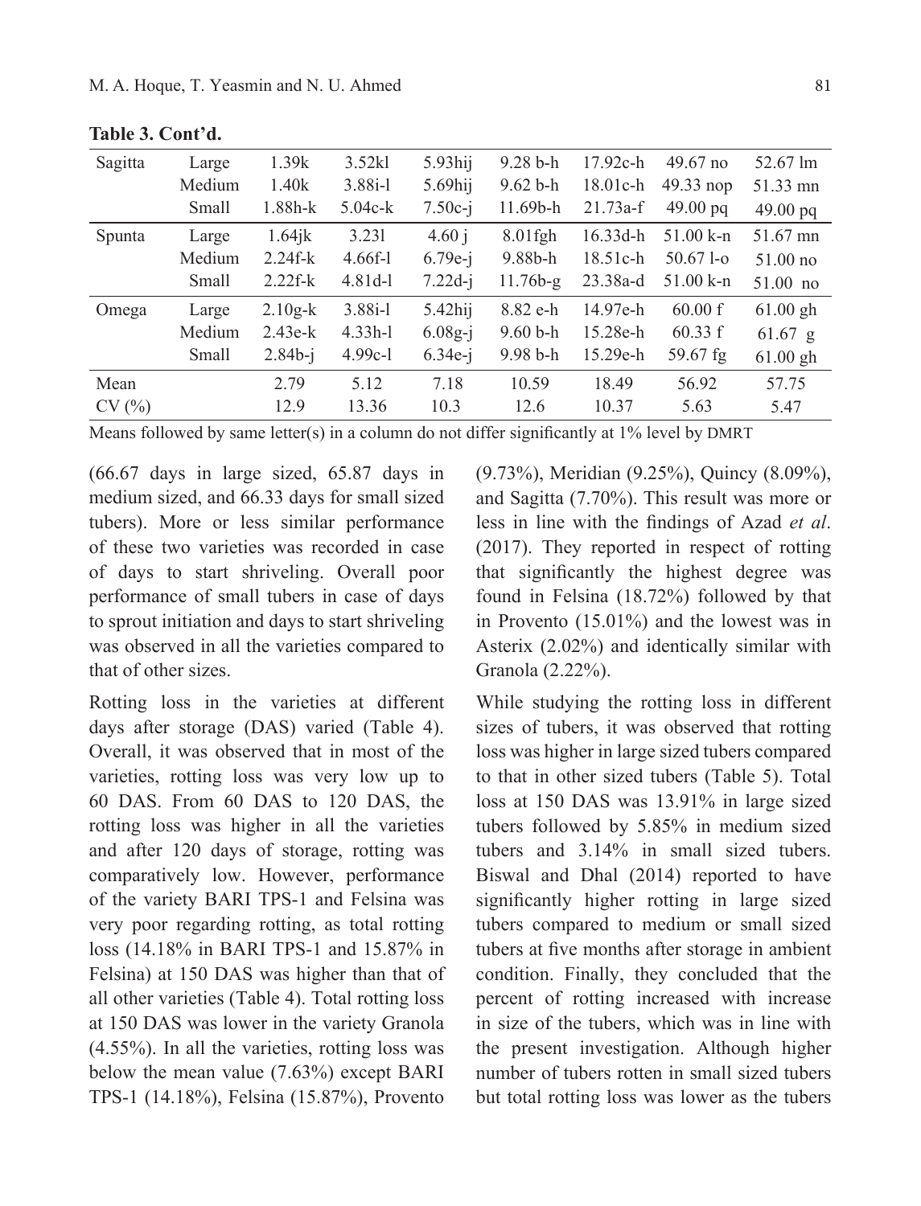**Table 3. Cont'd.**

| | | | | | | | | |
|---|---|---|---|---|---|---|---|---|
| Sagitta | Large | 1.39k | 3.52kl | 5.93hij | 9.28 b-h | 17.92c-h | 49.67 no | 52.67 lm |
| | Medium | 1.40k | 3.88i-l | 5.69hij | 9.62 b-h | 18.01c-h | 49.33 nop | 51.33 mn |
| | Small | 1.88h-k | 5.04c-k | 7.50c-j | 11.69b-h | 21.73a-f | 49.00 pq | 49.00 pq |
| Spunta | Large | 1.64jk | 3.23l | 4.60 j | 8.01fgh | 16.33d-h | 51.00 k-n | 51.67 mn |
| | Medium | 2.24f-k | 4.66f-l | 6.79e-j | 9.88b-h | 18.51c-h | 50.67 l-o | 51.00 no |
| | Small | 2.22f-k | 4.81d-l | 7.22d-j | 11.76b-g | 23.38a-d | 51.00 k-n | 51.00 no |
| Omega | Large | 2.10g-k | 3.88i-l | 5.42hij | 8.82 e-h | 14.97e-h | 60.00 f | 61.00 gh |
| | Medium | 2.43e-k | 4.33h-l | 6.08g-j | 9.60 b-h | 15.28e-h | 60.33 f | 61.67 g |
| | Small | 2.84b-j | 4.99c-l | 6.34e-j | 9.98 b-h | 15.29e-h | 59.67 fg | 61.00 gh |
| Mean | | 2.79 | 5.12 | 7.18 | 10.59 | 18.49 | 56.92 | 57.75 |
| CV (%) | | 12.9 | 13.36 | 10.3 | 12.6 | 10.37 | 5.63 | 5.47 |

Means followed by same letter(s) in a column do not differ significantly at 1% level by DMRT

(66.67 days in large sized, 65.87 days in medium sized, and 66.33 days for small sized tubers). More or less similar performance of these two varieties was recorded in case of days to start shriveling. Overall poor performance of small tubers in case of days to sprout initiation and days to start shriveling was observed in all the varieties compared to that of other sizes.

Rotting loss in the varieties at different days after storage (DAS) varied (Table 4). Overall, it was observed that in most of the varieties, rotting loss was very low up to 60 DAS. From 60 DAS to 120 DAS, the rotting loss was higher in all the varieties and after 120 days of storage, rotting was comparatively low. However, performance of the variety BARI TPS-1 and Felsina was very poor regarding rotting, as total rotting loss (14.18% in BARI TPS-1 and 15.87% in Felsina) at 150 DAS was higher than that of all other varieties (Table 4). Total rotting loss at 150 DAS was lower in the variety Granola (4.55%). In all the varieties, rotting loss was below the mean value (7.63%) except BARI TPS-1 (14.18%), Felsina (15.87%), Provento (9.73%), Meridian (9.25%), Quincy (8.09%), and Sagitta (7.70%). This result was more or less in line with the findings of Azad *et al*. (2017). They reported in respect of rotting that significantly the highest degree was found in Felsina (18.72%) followed by that in Provento (15.01%) and the lowest was in Asterix (2.02%) and identically similar with Granola (2.22%).

While studying the rotting loss in different sizes of tubers, it was observed that rotting loss was higher in large sized tubers compared to that in other sized tubers (Table 5). Total loss at 150 DAS was 13.91% in large sized tubers followed by 5.85% in medium sized tubers and 3.14% in small sized tubers. Biswal and Dhal (2014) reported to have significantly higher rotting in large sized tubers compared to medium or small sized tubers at five months after storage in ambient condition. Finally, they concluded that the percent of rotting increased with increase in size of the tubers, which was in line with the present investigation. Although higher number of tubers rotten in small sized tubers but total rotting loss was lower as the tubers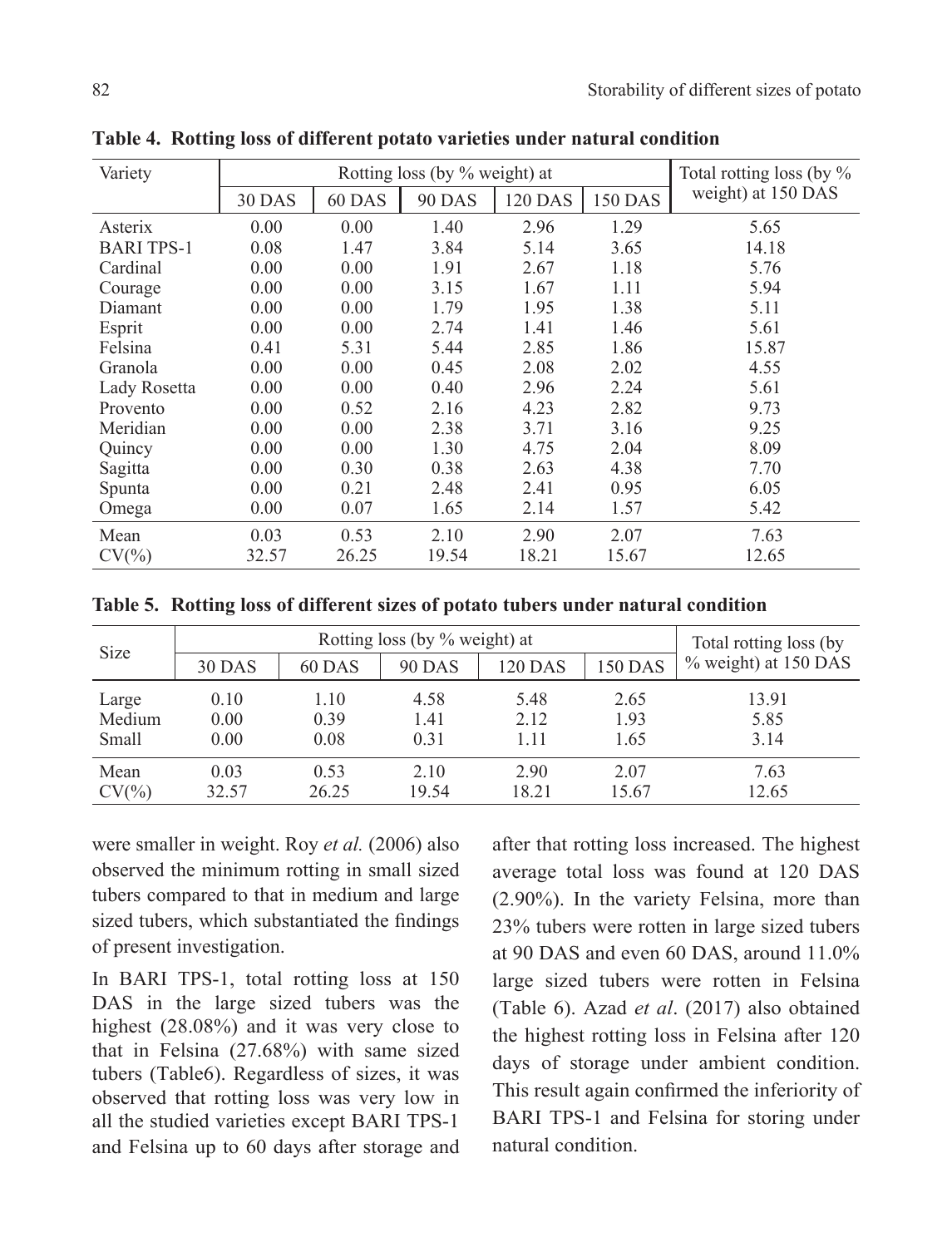**Table 4. Rotting loss of different potato varieties under natural condition**

| Variety | Rotting loss (by % weight) at | | | | | Total rotting loss (by % weight) at 150 DAS |
|---|---|---|---|---|---|---|
| | 30 DAS | 60 DAS | 90 DAS | 120 DAS | 150 DAS | |
| Asterix | 0.00 | 0.00 | 1.40 | 2.96 | 1.29 | 5.65 |
| BARI TPS-1 | 0.08 | 1.47 | 3.84 | 5.14 | 3.65 | 14.18 |
| Cardinal | 0.00 | 0.00 | 1.91 | 2.67 | 1.18 | 5.76 |
| Courage | 0.00 | 0.00 | 3.15 | 1.67 | 1.11 | 5.94 |
| Diamant | 0.00 | 0.00 | 1.79 | 1.95 | 1.38 | 5.11 |
| Esprit | 0.00 | 0.00 | 2.74 | 1.41 | 1.46 | 5.61 |
| Felsina | 0.41 | 5.31 | 5.44 | 2.85 | 1.86 | 15.87 |
| Granola | 0.00 | 0.00 | 0.45 | 2.08 | 2.02 | 4.55 |
| Lady Rosetta | 0.00 | 0.00 | 0.40 | 2.96 | 2.24 | 5.61 |
| Provento | 0.00 | 0.52 | 2.16 | 4.23 | 2.82 | 9.73 |
| Meridian | 0.00 | 0.00 | 2.38 | 3.71 | 3.16 | 9.25 |
| Quincy | 0.00 | 0.00 | 1.30 | 4.75 | 2.04 | 8.09 |
| Sagitta | 0.00 | 0.30 | 0.38 | 2.63 | 4.38 | 7.70 |
| Spunta | 0.00 | 0.21 | 2.48 | 2.41 | 0.95 | 6.05 |
| Omega | 0.00 | 0.07 | 1.65 | 2.14 | 1.57 | 5.42 |
| Mean | 0.03 | 0.53 | 2.10 | 2.90 | 2.07 | 7.63 |
| CV(%) | 32.57 | 26.25 | 19.54 | 18.21 | 15.67 | 12.65 |

**Table 5. Rotting loss of different sizes of potato tubers under natural condition**

| Size | Rotting loss (by % weight) at | | | | | Total rotting loss (by % weight) at 150 DAS |
|---|---|---|---|---|---|---|
| | 30 DAS | 60 DAS | 90 DAS | 120 DAS | 150 DAS | |
| Large | 0.10 | 1.10 | 4.58 | 5.48 | 2.65 | 13.91 |
| Medium | 0.00 | 0.39 | 1.41 | 2.12 | 1.93 | 5.85 |
| Small | 0.00 | 0.08 | 0.31 | 1.11 | 1.65 | 3.14 |
| Mean | 0.03 | 0.53 | 2.10 | 2.90 | 2.07 | 7.63 |
| CV(%) | 32.57 | 26.25 | 19.54 | 18.21 | 15.67 | 12.65 |

were smaller in weight. Roy *et al.* (2006) also observed the minimum rotting in small sized tubers compared to that in medium and large sized tubers, which substantiated the findings of present investigation.

In BARI TPS-1, total rotting loss at 150 DAS in the large sized tubers was the highest (28.08%) and it was very close to that in Felsina (27.68%) with same sized tubers (Table6). Regardless of sizes, it was observed that rotting loss was very low in all the studied varieties except BARI TPS-1 and Felsina up to 60 days after storage and after that rotting loss increased. The highest average total loss was found at 120 DAS (2.90%). In the variety Felsina, more than 23% tubers were rotten in large sized tubers at 90 DAS and even 60 DAS, around 11.0% large sized tubers were rotten in Felsina (Table 6). Azad *et al*. (2017) also obtained the highest rotting loss in Felsina after 120 days of storage under ambient condition. This result again confirmed the inferiority of BARI TPS-1 and Felsina for storing under natural condition.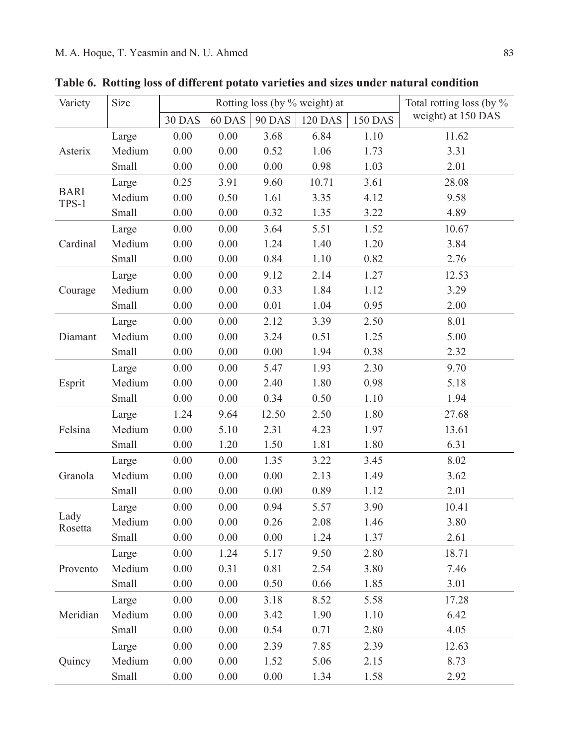**Table 6. Rotting loss of different potato varieties and sizes under natural condition**

| Variety | Size | Rotting loss (by % weight) at | | | | | Total rotting loss (by % weight) at 150 DAS |
|---|---|---|---|---|---|---|---|
| | | 30 DAS | 60 DAS | 90 DAS | 120 DAS | 150 DAS | |
| Asterix | Large | 0.00 | 0.00 | 3.68 | 6.84 | 1.10 | 11.62 |
| | Medium | 0.00 | 0.00 | 0.52 | 1.06 | 1.73 | 3.31 |
| | Small | 0.00 | 0.00 | 0.00 | 0.98 | 1.03 | 2.01 |
| BARI TPS-1 | Large | 0.25 | 3.91 | 9.60 | 10.71 | 3.61 | 28.08 |
| | Medium | 0.00 | 0.50 | 1.61 | 3.35 | 4.12 | 9.58 |
| | Small | 0.00 | 0.00 | 0.32 | 1.35 | 3.22 | 4.89 |
| Cardinal | Large | 0.00 | 0.00 | 3.64 | 5.51 | 1.52 | 10.67 |
| | Medium | 0.00 | 0.00 | 1.24 | 1.40 | 1.20 | 3.84 |
| | Small | 0.00 | 0.00 | 0.84 | 1.10 | 0.82 | 2.76 |
| Courage | Large | 0.00 | 0.00 | 9.12 | 2.14 | 1.27 | 12.53 |
| | Medium | 0.00 | 0.00 | 0.33 | 1.84 | 1.12 | 3.29 |
| | Small | 0.00 | 0.00 | 0.01 | 1.04 | 0.95 | 2.00 |
| Diamant | Large | 0.00 | 0.00 | 2.12 | 3.39 | 2.50 | 8.01 |
| | Medium | 0.00 | 0.00 | 3.24 | 0.51 | 1.25 | 5.00 |
| | Small | 0.00 | 0.00 | 0.00 | 1.94 | 0.38 | 2.32 |
| Esprit | Large | 0.00 | 0.00 | 5.47 | 1.93 | 2.30 | 9.70 |
| | Medium | 0.00 | 0.00 | 2.40 | 1.80 | 0.98 | 5.18 |
| | Small | 0.00 | 0.00 | 0.34 | 0.50 | 1.10 | 1.94 |
| Felsina | Large | 1.24 | 9.64 | 12.50 | 2.50 | 1.80 | 27.68 |
| | Medium | 0.00 | 5.10 | 2.31 | 4.23 | 1.97 | 13.61 |
| | Small | 0.00 | 1.20 | 1.50 | 1.81 | 1.80 | 6.31 |
| Granola | Large | 0.00 | 0.00 | 1.35 | 3.22 | 3.45 | 8.02 |
| | Medium | 0.00 | 0.00 | 0.00 | 2.13 | 1.49 | 3.62 |
| | Small | 0.00 | 0.00 | 0.00 | 0.89 | 1.12 | 2.01 |
| Lady Rosetta | Large | 0.00 | 0.00 | 0.94 | 5.57 | 3.90 | 10.41 |
| | Medium | 0.00 | 0.00 | 0.26 | 2.08 | 1.46 | 3.80 |
| | Small | 0.00 | 0.00 | 0.00 | 1.24 | 1.37 | 2.61 |
| Provento | Large | 0.00 | 1.24 | 5.17 | 9.50 | 2.80 | 18.71 |
| | Medium | 0.00 | 0.31 | 0.81 | 2.54 | 3.80 | 7.46 |
| | Small | 0.00 | 0.00 | 0.50 | 0.66 | 1.85 | 3.01 |
| Meridian | Large | 0.00 | 0.00 | 3.18 | 8.52 | 5.58 | 17.28 |
| | Medium | 0.00 | 0.00 | 3.42 | 1.90 | 1.10 | 6.42 |
| | Small | 0.00 | 0.00 | 0.54 | 0.71 | 2.80 | 4.05 |
| Quincy | Large | 0.00 | 0.00 | 2.39 | 7.85 | 2.39 | 12.63 |
| | Medium | 0.00 | 0.00 | 1.52 | 5.06 | 2.15 | 8.73 |
| | Small | 0.00 | 0.00 | 0.00 | 1.34 | 1.58 | 2.92 |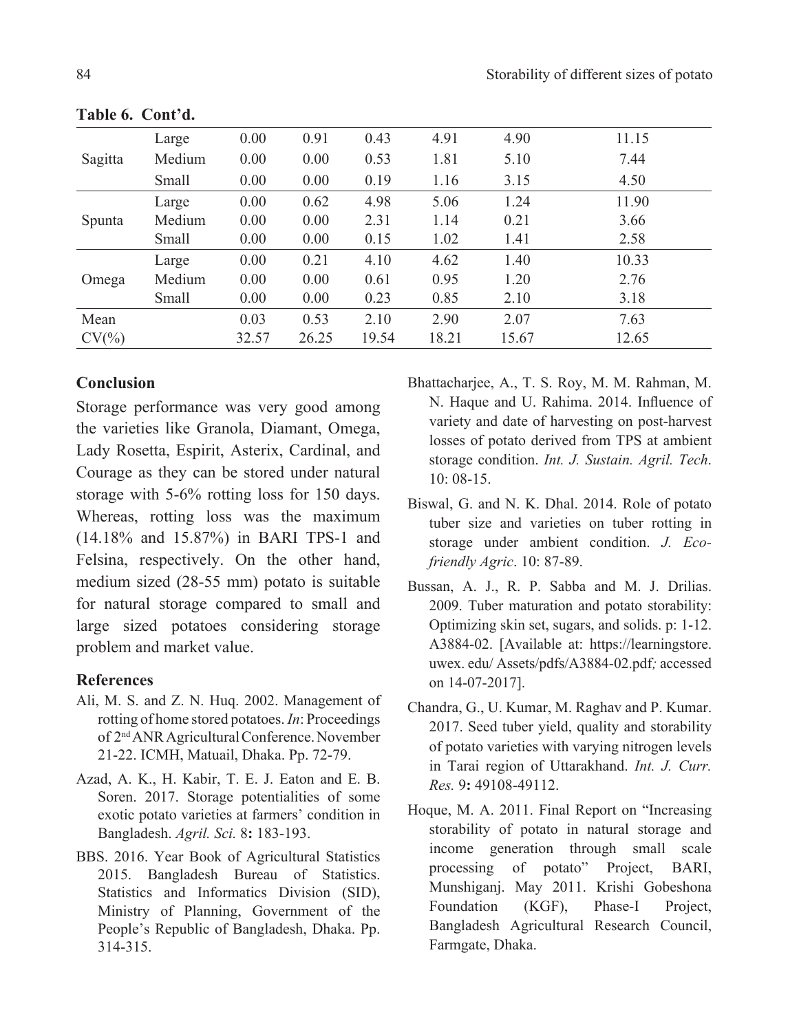**Table 6. Cont'd.**

| | | | | | | | |
|---|---|---|---|---|---|---|---|
| Sagitta | Large | 0.00 | 0.91 | 0.43 | 4.91 | 4.90 | 11.15 |
| | Medium | 0.00 | 0.00 | 0.53 | 1.81 | 5.10 | 7.44 |
| | Small | 0.00 | 0.00 | 0.19 | 1.16 | 3.15 | 4.50 |
| Spunta | Large | 0.00 | 0.62 | 4.98 | 5.06 | 1.24 | 11.90 |
| | Medium | 0.00 | 0.00 | 2.31 | 1.14 | 0.21 | 3.66 |
| | Small | 0.00 | 0.00 | 0.15 | 1.02 | 1.41 | 2.58 |
| Omega | Large | 0.00 | 0.21 | 4.10 | 4.62 | 1.40 | 10.33 |
| | Medium | 0.00 | 0.00 | 0.61 | 0.95 | 1.20 | 2.76 |
| | Small | 0.00 | 0.00 | 0.23 | 0.85 | 2.10 | 3.18 |
| Mean | | 0.03 | 0.53 | 2.10 | 2.90 | 2.07 | 7.63 |
| CV(%) | | 32.57 | 26.25 | 19.54 | 18.21 | 15.67 | 12.65 |

## Conclusion

Storage performance was very good among the varieties like Granola, Diamant, Omega, Lady Rosetta, Espirit, Asterix, Cardinal, and Courage as they can be stored under natural storage with 5-6% rotting loss for 150 days. Whereas, rotting loss was the maximum (14.18% and 15.87%) in BARI TPS-1 and Felsina, respectively. On the other hand, medium sized (28-55 mm) potato is suitable for natural storage compared to small and large sized potatoes considering storage problem and market value.

## References

Ali, M. S. and Z. N. Huq. 2002. Management of rotting of home stored potatoes. *In*: Proceedings of 2nd ANR Agricultural Conference. November 21-22. ICMH, Matuail, Dhaka. Pp. 72-79.

Azad, A. K., H. Kabir, T. E. J. Eaton and E. B. Soren. 2017. Storage potentialities of some exotic potato varieties at farmers' condition in Bangladesh. *Agril. Sci.* 8**:** 183-193.

BBS. 2016. Year Book of Agricultural Statistics 2015. Bangladesh Bureau of Statistics. Statistics and Informatics Division (SID), Ministry of Planning, Government of the People's Republic of Bangladesh, Dhaka. Pp. 314-315.

Bhattacharjee, A., T. S. Roy, M. M. Rahman, M. N. Haque and U. Rahima. 2014. Influence of variety and date of harvesting on post-harvest losses of potato derived from TPS at ambient storage condition. *Int. J. Sustain. Agril. Tech*. 10: 08-15.

Biswal, G. and N. K. Dhal. 2014. Role of potato tuber size and varieties on tuber rotting in storage under ambient condition. *J. Eco-friendly Agric*. 10: 87-89.

Bussan, A. J., R. P. Sabba and M. J. Drilias. 2009. Tuber maturation and potato storability: Optimizing skin set, sugars, and solids. p: 1-12. A3884-02. [Available at: https://learningstore.uwex. edu/ Assets/pdfs/A3884-02.pdf*;* accessed on 14-07-2017].

Chandra, G., U. Kumar, M. Raghav and P. Kumar. 2017. Seed tuber yield, quality and storability of potato varieties with varying nitrogen levels in Tarai region of Uttarakhand. *Int. J. Curr. Res.* 9**:** 49108-49112.

Hoque, M. A. 2011. Final Report on "Increasing storability of potato in natural storage and income generation through small scale processing of potato" Project, BARI, Munshiganj. May 2011. Krishi Gobeshona Foundation (KGF), Phase-I Project, Bangladesh Agricultural Research Council, Farmgate, Dhaka.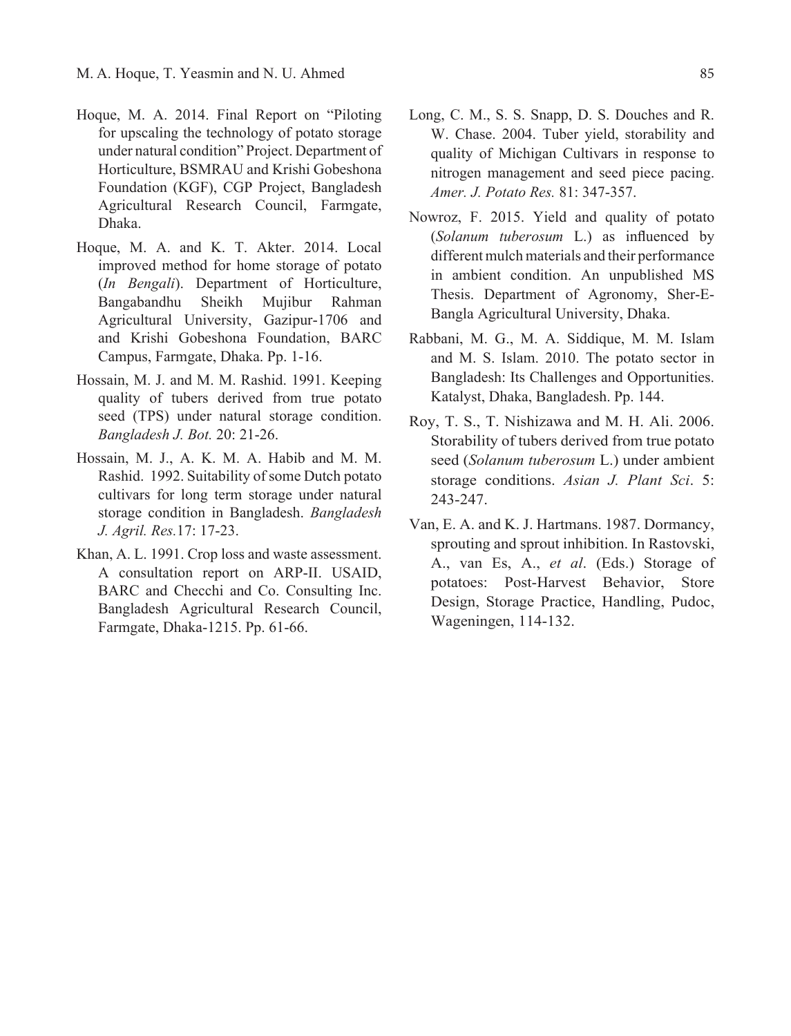Hoque, M. A. 2014. Final Report on "Piloting for upscaling the technology of potato storage under natural condition" Project. Department of Horticulture, BSMRAU and Krishi Gobeshona Foundation (KGF), CGP Project, Bangladesh Agricultural Research Council, Farmgate, Dhaka.

Hoque, M. A. and K. T. Akter. 2014. Local improved method for home storage of potato (*In Bengali*). Department of Horticulture, Bangabandhu Sheikh Mujibur Rahman Agricultural University, Gazipur-1706 and and Krishi Gobeshona Foundation, BARC Campus, Farmgate, Dhaka. Pp. 1-16.

Hossain, M. J. and M. M. Rashid. 1991. Keeping quality of tubers derived from true potato seed (TPS) under natural storage condition. *Bangladesh J. Bot.* 20: 21-26.

Hossain, M. J., A. K. M. A. Habib and M. M. Rashid. 1992. Suitability of some Dutch potato cultivars for long term storage under natural storage condition in Bangladesh. *Bangladesh J. Agril. Res.*17: 17-23.

Khan, A. L. 1991. Crop loss and waste assessment. A consultation report on ARP-II. USAID, BARC and Checchi and Co. Consulting Inc. Bangladesh Agricultural Research Council, Farmgate, Dhaka-1215. Pp. 61-66.

Long, C. M., S. S. Snapp, D. S. Douches and R. W. Chase. 2004. Tuber yield, storability and quality of Michigan Cultivars in response to nitrogen management and seed piece pacing. *Amer. J. Potato Res.* 81: 347-357.

Nowroz, F. 2015. Yield and quality of potato (*Solanum tuberosum* L.) as influenced by different mulch materials and their performance in ambient condition. An unpublished MS Thesis. Department of Agronomy, Sher-E-Bangla Agricultural University, Dhaka.

Rabbani, M. G., M. A. Siddique, M. M. Islam and M. S. Islam. 2010. The potato sector in Bangladesh: Its Challenges and Opportunities. Katalyst, Dhaka, Bangladesh. Pp. 144.

Roy, T. S., T. Nishizawa and M. H. Ali. 2006. Storability of tubers derived from true potato seed (*Solanum tuberosum* L.) under ambient storage conditions. *Asian J. Plant Sci*. 5: 243-247.

Van, E. A. and K. J. Hartmans. 1987. Dormancy, sprouting and sprout inhibition. In Rastovski, A., van Es, A., *et al*. (Eds.) Storage of potatoes: Post-Harvest Behavior, Store Design, Storage Practice, Handling, Pudoc, Wageningen, 114-132.